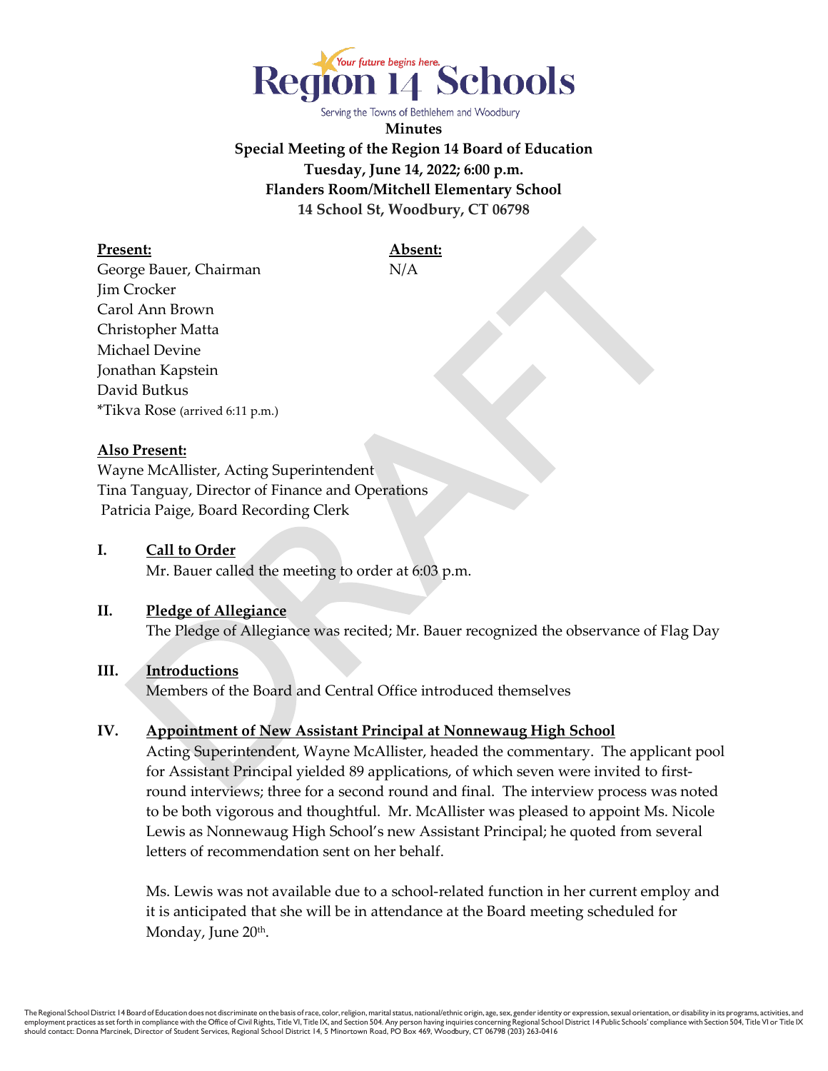Region 14 Schools

*Your future begins here.*

Serving the Towns of Bethlehem and Woodbury

# Minutes

## Special Meeting of the Region 14 Board of Education

**Tuesday, June 14, 2022; 6:00 p.m.**

**Flanders Room/Mitchell Elementary School**

**14 School St, Woodbury, CT 06798**

| **Present:** | **Absent:** |
| --- | --- |
| George Bauer, Chairman | N/A |
| Jim Crocker | |
| Carol Ann Brown | |
| Christopher Matta | |
| Michael Devine | |
| Jonathan Kapstein | |
| David Butkus | |
| *Tikva Rose (arrived 6:11 p.m.) | |

**Also Present:**

Wayne McAllister, Acting Superintendent
Tina Tanguay, Director of Finance and Operations
Patricia Paige, Board Recording Clerk

**I. Call to Order**

Mr. Bauer called the meeting to order at 6:03 p.m.

**II. Pledge of Allegiance**

The Pledge of Allegiance was recited; Mr. Bauer recognized the observance of Flag Day

**III. Introductions**

Members of the Board and Central Office introduced themselves

**IV. Appointment of New Assistant Principal at Nonnewaug High School**

Acting Superintendent, Wayne McAllister, headed the commentary. The applicant pool for Assistant Principal yielded 89 applications, of which seven were invited to first-round interviews; three for a second round and final. The interview process was noted to be both vigorous and thoughtful. Mr. McAllister was pleased to appoint Ms. Nicole Lewis as Nonnewaug High School's new Assistant Principal; he quoted from several letters of recommendation sent on her behalf.

Ms. Lewis was not available due to a school-related function in her current employ and it is anticipated that she will be in attendance at the Board meeting scheduled for Monday, June 20th.

The Regional School District 14 Board of Education does not discriminate on the basis of race, color, religion, marital status, national/ethnic origin, age, sex, gender identity or expression, sexual orientation, or disability in its programs, activities, and employment practices as set forth in compliance with the Office of Civil Rights, Title VI, Title IX, and Section 504. Any person having inquiries concerning Regional School District 14 Public Schools' compliance with Section 504, Title VI or Title IX should contact: Donna Marcinek, Director of Student Services, Regional School District 14, 5 Minortown Road, PO Box 469, Woodbury, CT 06798 (203) 263-0416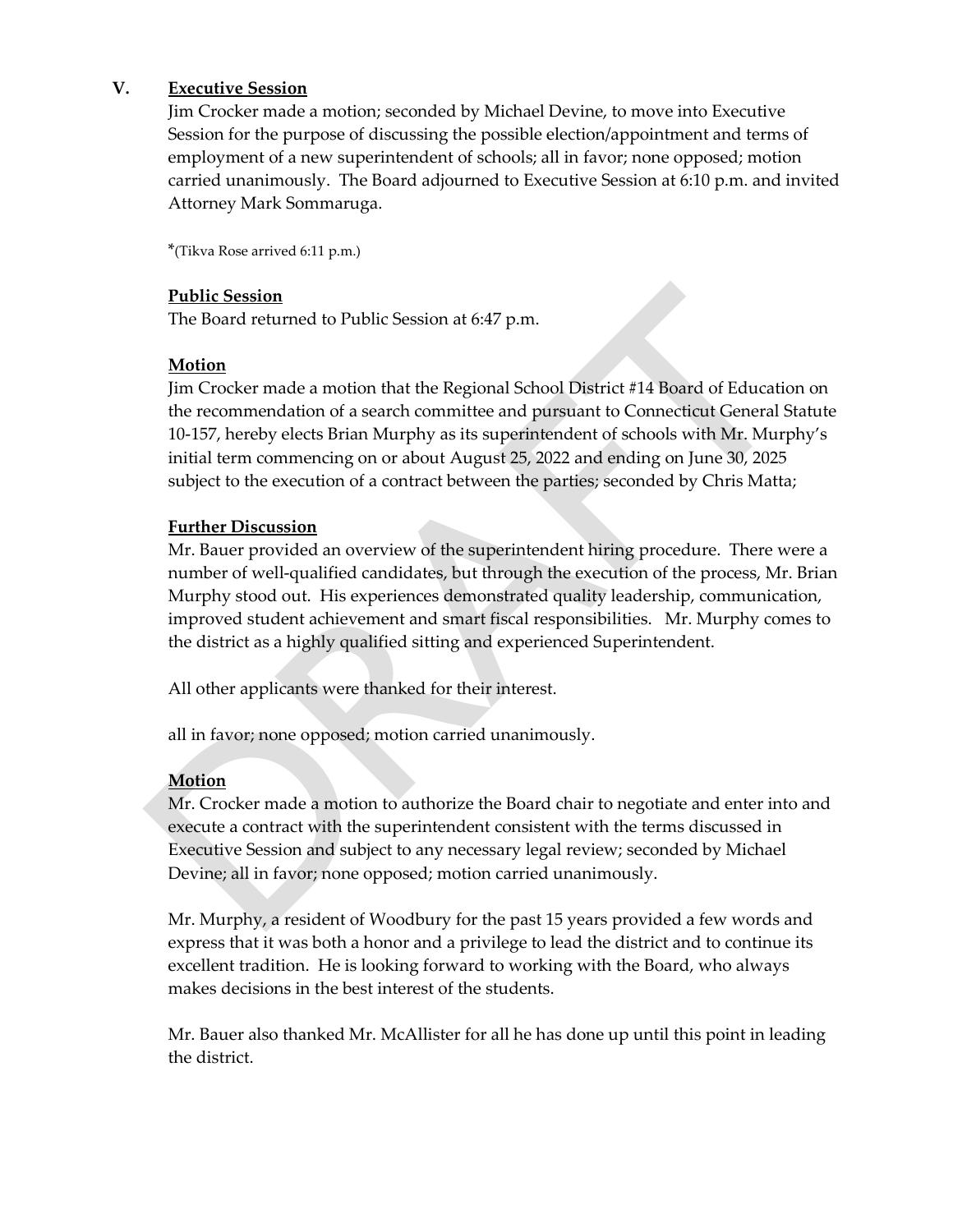## V. Executive Session

Jim Crocker made a motion; seconded by Michael Devine, to move into Executive Session for the purpose of discussing the possible election/appointment and terms of employment of a new superintendent of schools; all in favor; none opposed; motion carried unanimously. The Board adjourned to Executive Session at 6:10 p.m. and invited Attorney Mark Sommaruga.

*(Tikva Rose arrived 6:11 p.m.)

**Public Session**

The Board returned to Public Session at 6:47 p.m.

**Motion**

Jim Crocker made a motion that the Regional School District #14 Board of Education on the recommendation of a search committee and pursuant to Connecticut General Statute 10-157, hereby elects Brian Murphy as its superintendent of schools with Mr. Murphy's initial term commencing on or about August 25, 2022 and ending on June 30, 2025 subject to the execution of a contract between the parties; seconded by Chris Matta;

**Further Discussion**

Mr. Bauer provided an overview of the superintendent hiring procedure. There were a number of well-qualified candidates, but through the execution of the process, Mr. Brian Murphy stood out. His experiences demonstrated quality leadership, communication, improved student achievement and smart fiscal responsibilities. Mr. Murphy comes to the district as a highly qualified sitting and experienced Superintendent.

All other applicants were thanked for their interest.

all in favor; none opposed; motion carried unanimously.

**Motion**

Mr. Crocker made a motion to authorize the Board chair to negotiate and enter into and execute a contract with the superintendent consistent with the terms discussed in Executive Session and subject to any necessary legal review; seconded by Michael Devine; all in favor; none opposed; motion carried unanimously.

Mr. Murphy, a resident of Woodbury for the past 15 years provided a few words and express that it was both a honor and a privilege to lead the district and to continue its excellent tradition. He is looking forward to working with the Board, who always makes decisions in the best interest of the students.

Mr. Bauer also thanked Mr. McAllister for all he has done up until this point in leading the district.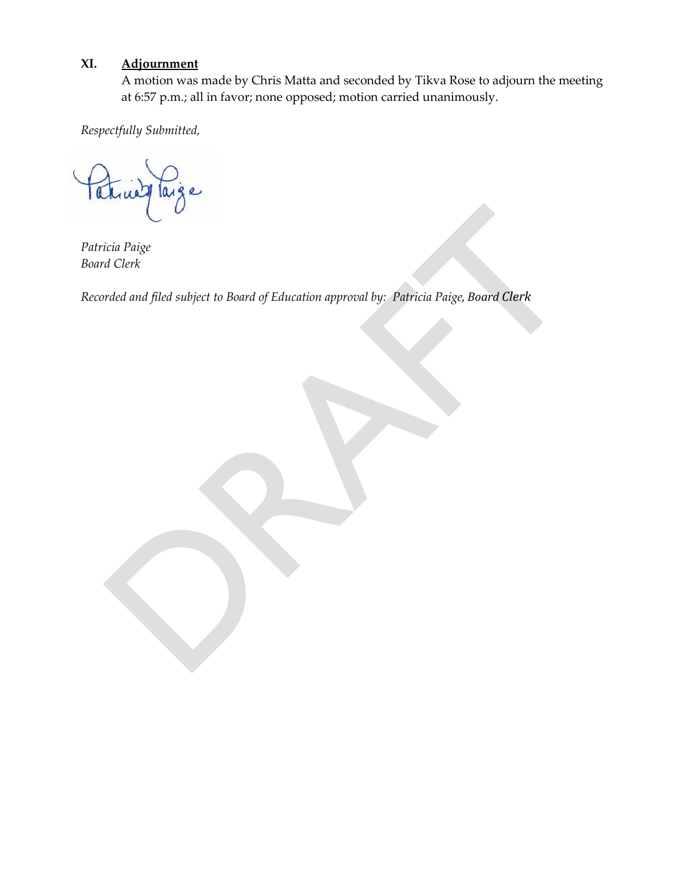## XI. Adjournment

A motion was made by Chris Matta and seconded by Tikva Rose to adjourn the meeting at 6:57 p.m.; all in favor; none opposed; motion carried unanimously.

*Respectfully Submitted,*

*Patricia Paige*
*Board Clerk*

*Recorded and filed subject to Board of Education approval by: Patricia Paige, Board Clerk*

DRAFT